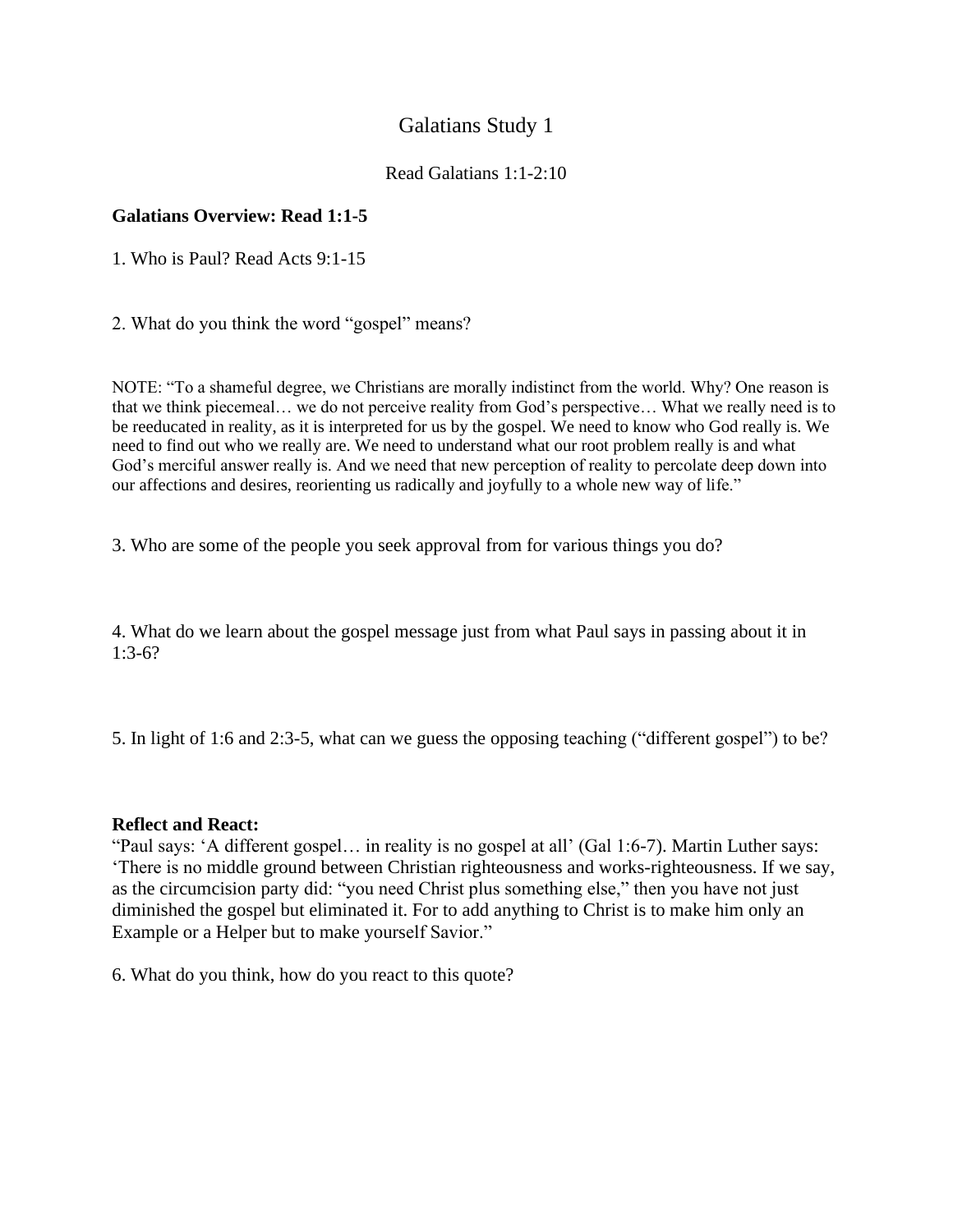# Galatians Study 1

Read Galatians 1:1-2:10

**Galatians Overview: Read 1:1-5**

1. Who is Paul? Read Acts 9:1-15

2. What do you think the word "gospel" means?

NOTE: "To a shameful degree, we Christians are morally indistinct from the world. Why? One reason is that we think piecemeal… we do not perceive reality from God's perspective… What we really need is to be reeducated in reality, as it is interpreted for us by the gospel. We need to know who God really is. We need to find out who we really are. We need to understand what our root problem really is and what God's merciful answer really is. And we need that new perception of reality to percolate deep down into our affections and desires, reorienting us radically and joyfully to a whole new way of life."

3. Who are some of the people you seek approval from for various things you do?

4. What do we learn about the gospel message just from what Paul says in passing about it in 1:3-6?

5. In light of 1:6 and 2:3-5, what can we guess the opposing teaching ("different gospel") to be?

**Reflect and React:**
"Paul says: 'A different gospel… in reality is no gospel at all' (Gal 1:6-7). Martin Luther says: 'There is no middle ground between Christian righteousness and works-righteousness. If we say, as the circumcision party did: "you need Christ plus something else," then you have not just diminished the gospel but eliminated it. For to add anything to Christ is to make him only an Example or a Helper but to make yourself Savior."

6. What do you think, how do you react to this quote?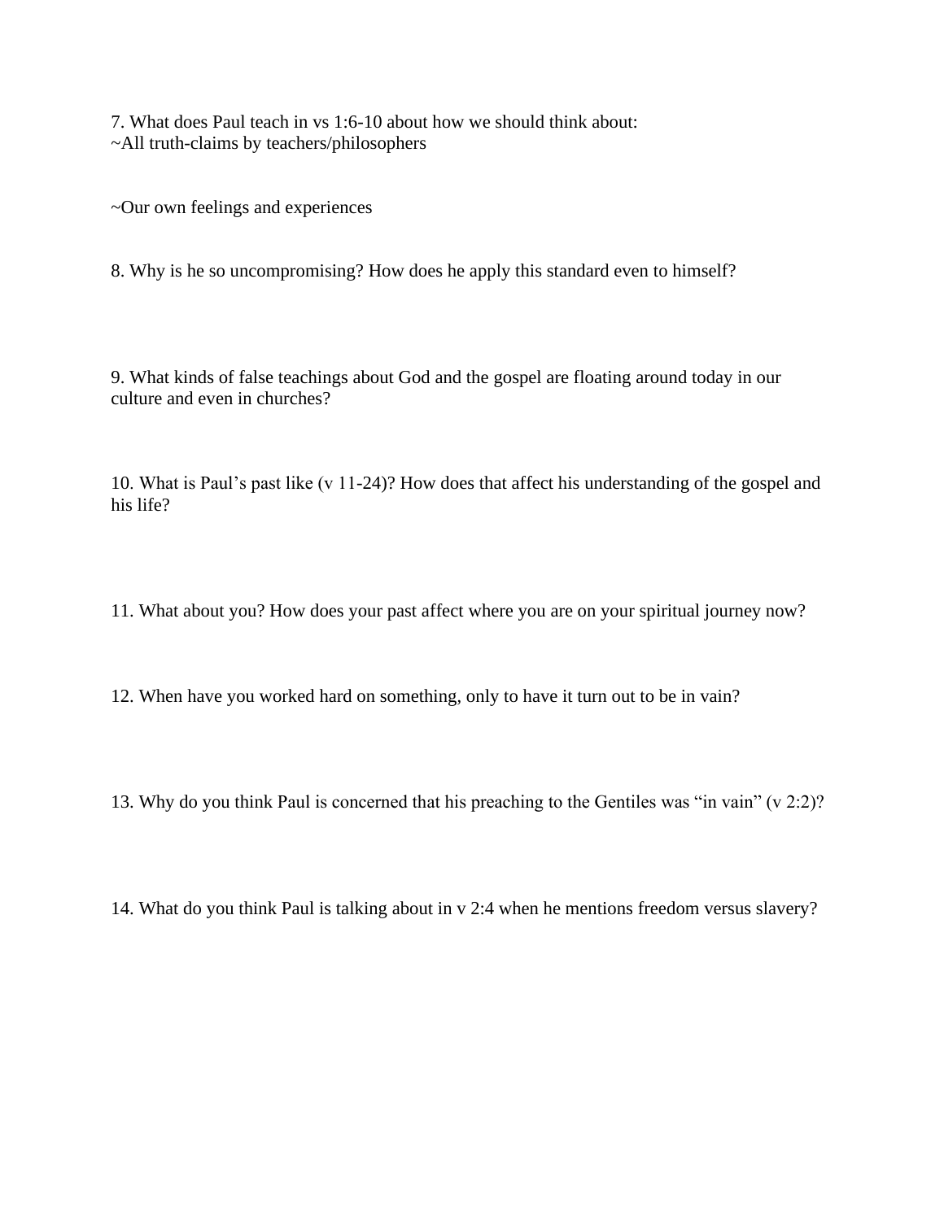7. What does Paul teach in vs 1:6-10 about how we should think about:
~All truth-claims by teachers/philosophers

~Our own feelings and experiences

8. Why is he so uncompromising? How does he apply this standard even to himself?

9. What kinds of false teachings about God and the gospel are floating around today in our culture and even in churches?

10. What is Paul's past like (v 11-24)? How does that affect his understanding of the gospel and his life?

11. What about you? How does your past affect where you are on your spiritual journey now?

12. When have you worked hard on something, only to have it turn out to be in vain?

13. Why do you think Paul is concerned that his preaching to the Gentiles was "in vain" (v 2:2)?

14. What do you think Paul is talking about in v 2:4 when he mentions freedom versus slavery?